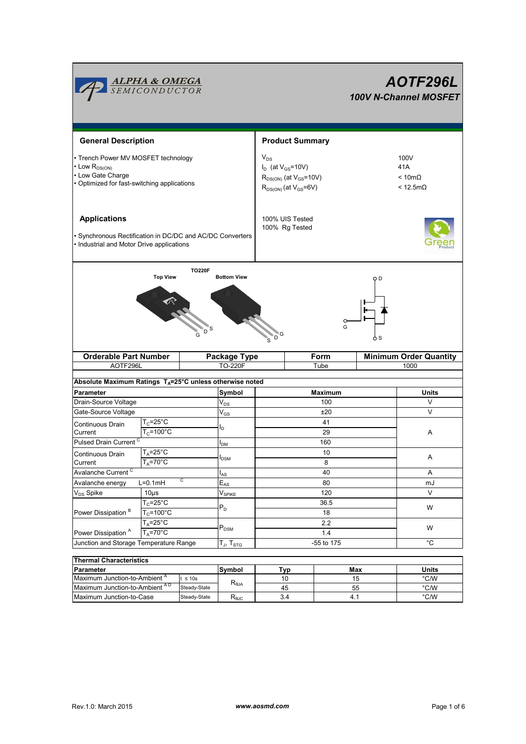# AOTF296L

### 100V N-Channel MOSFET

## General Description

- Trench Power MV MOSFET technology
- Low $R_{DS(ON)}$
- Low Gate Charge
- Optimized for fast-switching applications

## Product Summary

| | |
|---|---|
| $V_{DS}$ | 100V |
| $I_D$ (at $V_{GS}$=10V) | 41A |
| $R_{DS(ON)}$ (at $V_{GS}$=10V) | < 10mΩ |
| $R_{DS(ON)}$ (at $V_{GS}$=6V) | < 12.5mΩ |

100% UIS Tested
100% Rg Tested

## Applications

- Synchronous Rectification in DC/DC and AC/DC Converters
- Industrial and Motor Drive applications

TO220F

Top View — Bottom View

G D S

| Orderable Part Number | Package Type | Form | Minimum Order Quantity |
|---|---|---|---|
| AOTF296L | TO-220F | Tube | 1000 |

**Absolute Maximum Ratings $T_A$=25°C unless otherwise noted**

| Parameter | | Symbol | Maximum | Units |
|---|---|---|---|---|
| Drain-Source Voltage | | $V_{DS}$ | 100 | V |
| Gate-Source Voltage | | $V_{GS}$ | ±20 | V |
| Continuous Drain Current | $T_C$=25°C | $I_D$ | 41 | A |
| | $T_C$=100°C | | 29 | |
| Pulsed Drain Current [C] | | $I_{DM}$ | 160 | |
| Continuous Drain Current | $T_A$=25°C | $I_{DSM}$ | 10 | A |
| | $T_A$=70°C | | 8 | |
| Avalanche Current [C] | | $I_{AS}$ | 40 | A |
| Avalanche energy | L=0.1mH [C] | $E_{AS}$ | 80 | mJ |
| $V_{DS}$ Spike | 10µs | $V_{SPIKE}$ | 120 | V |
| Power Dissipation [B] | $T_C$=25°C | $P_D$ | 36.5 | W |
| | $T_C$=100°C | | 18 | |
| Power Dissipation [A] | $T_A$=25°C | $P_{DSM}$ | 2.2 | W |
| | $T_A$=70°C | | 1.4 | |
| Junction and Storage Temperature Range | | $T_J$, $T_{STG}$ | -55 to 175 | °C |

**Thermal Characteristics**

| Parameter | | Symbol | Typ | Max | Units |
|---|---|---|---|---|---|
| Maximum Junction-to-Ambient [A] | t ≤ 10s | $R_{\theta JA}$ | 10 | 15 | °C/W |
| Maximum Junction-to-Ambient [A D] | Steady-State | | 45 | 55 | °C/W |
| Maximum Junction-to-Case | Steady-State | $R_{\theta JC}$ | 3.4 | 4.1 | °C/W |

Rev.1.0: March 2015 www.aosmd.com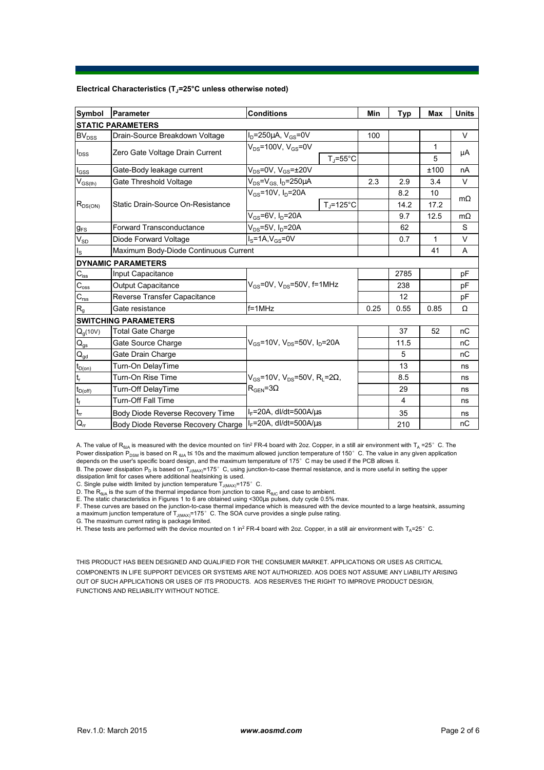### Electrical Characteristics ($T_J$=25°C unless otherwise noted)

| Symbol | Parameter | Conditions | | Min | Typ | Max | Units |
|---|---|---|---|---|---|---|---|
| **STATIC PARAMETERS** | | | | | | | |
| $BV_{DSS}$ | Drain-Source Breakdown Voltage | $I_D$=250µA, $V_{GS}$=0V | | 100 | | | V |
| $I_{DSS}$ | Zero Gate Voltage Drain Current | $V_{DS}$=100V, $V_{GS}$=0V | | | | 1 | µA |
| | | | $T_J$=55°C | | | 5 | |
| $I_{GSS}$ | Gate-Body leakage current | $V_{DS}$=0V, $V_{GS}$=±20V | | | | ±100 | nA |
| $V_{GS(th)}$ | Gate Threshold Voltage | $V_{DS}$=$V_{GS,}$ $I_D$=250µA | | 2.3 | 2.9 | 3.4 | V |
| $R_{DS(ON)}$ | Static Drain-Source On-Resistance | $V_{GS}$=10V, $I_D$=20A | | | 8.2 | 10 | mΩ |
| | | | $T_J$=125°C | | 14.2 | 17.2 | |
| | | $V_{GS}$=6V, $I_D$=20A | | | 9.7 | 12.5 | mΩ |
| $g_{FS}$ | Forward Transconductance | $V_{DS}$=5V, $I_D$=20A | | | 62 | | S |
| $V_{SD}$ | Diode Forward Voltage | $I_S$=1A,$V_{GS}$=0V | | | 0.7 | 1 | V |
| $I_S$ | Maximum Body-Diode Continuous Current | | | | | 41 | A |
| **DYNAMIC PARAMETERS** | | | | | | | |
| $C_{iss}$ | Input Capacitance | $V_{GS}$=0V, $V_{DS}$=50V, f=1MHz | | | 2785 | | pF |
| $C_{oss}$ | Output Capacitance | | | | 238 | | pF |
| $C_{rss}$ | Reverse Transfer Capacitance | | | | 12 | | pF |
| $R_g$ | Gate resistance | f=1MHz | | 0.25 | 0.55 | 0.85 | Ω |
| **SWITCHING PARAMETERS** | | | | | | | |
| $Q_g$(10V) | Total Gate Charge | $V_{GS}$=10V, $V_{DS}$=50V, $I_D$=20A | | | 37 | 52 | nC |
| $Q_{gs}$ | Gate Source Charge | | | | 11.5 | | nC |
| $Q_{gd}$ | Gate Drain Charge | | | | 5 | | nC |
| $t_{D(on)}$ | Turn-On DelayTime | $V_{GS}$=10V, $V_{DS}$=50V, $R_L$=2Ω, $R_{GEN}$=3Ω | | | 13 | | ns |
| $t_r$ | Turn-On Rise Time | | | | 8.5 | | ns |
| $t_{D(off)}$ | Turn-Off DelayTime | | | | 29 | | ns |
| $t_f$ | Turn-Off Fall Time | | | | 4 | | ns |
| $t_{rr}$ | Body Diode Reverse Recovery Time | $I_F$=20A, dI/dt=500A/µs | | | 35 | | ns |
| $Q_{rr}$ | Body Diode Reverse Recovery Charge | $I_F$=20A, dI/dt=500A/µs | | | 210 | | nC |

A. The value of $R_{\theta JA}$ is measured with the device mounted on 1in² FR-4 board with 2oz. Copper, in a still air environment with $T_A$ =25° C. The Power dissipation $P_{DSM}$ is based on $R_{\theta JA}$ t≤ 10s and the maximum allowed junction temperature of 150° C. The value in any given application depends on the user's specific board design, and the maximum temperature of 175° C may be used if the PCB allows it.
B. The power dissipation $P_D$ is based on $T_{J(MAX)}$=175° C, using junction-to-case thermal resistance, and is more useful in setting the upper dissipation limit for cases where additional heatsinking is used.
C. Single pulse width limited by junction temperature $T_{J(MAX)}$=175° C.
D. The $R_{\theta JA}$ is the sum of the thermal impedance from junction to case $R_{\theta JC}$ and case to ambient.
E. The static characteristics in Figures 1 to 6 are obtained using <300µs pulses, duty cycle 0.5% max.
F. These curves are based on the junction-to-case thermal impedance which is measured with the device mounted to a large heatsink, assuming a maximum junction temperature of $T_{J(MAX)}$=175° C. The SOA curve provides a single pulse rating.
G. The maximum current rating is package limited.
H. These tests are performed with the device mounted on 1 in² FR-4 board with 2oz. Copper, in a still air environment with $T_A$=25° C.

THIS PRODUCT HAS BEEN DESIGNED AND QUALIFIED FOR THE CONSUMER MARKET. APPLICATIONS OR USES AS CRITICAL COMPONENTS IN LIFE SUPPORT DEVICES OR SYSTEMS ARE NOT AUTHORIZED. AOS DOES NOT ASSUME ANY LIABILITY ARISING OUT OF SUCH APPLICATIONS OR USES OF ITS PRODUCTS. AOS RESERVES THE RIGHT TO IMPROVE PRODUCT DESIGN, FUNCTIONS AND RELIABILITY WITHOUT NOTICE.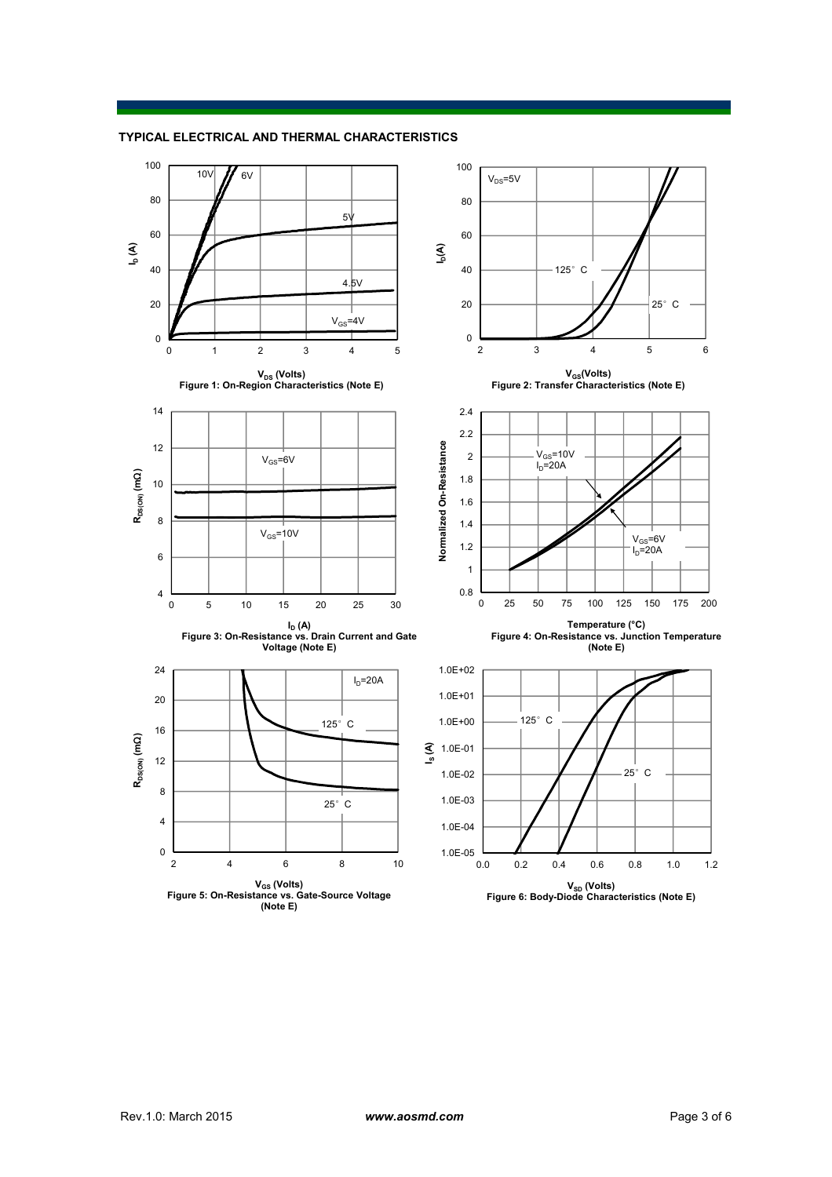## TYPICAL ELECTRICAL AND THERMAL CHARACTERISTICS

Figure 1: On-Region Characteristics (Note E)

Figure 2: Transfer Characteristics (Note E)

Figure 3: On-Resistance vs. Drain Current and Gate Voltage (Note E)

Figure 4: On-Resistance vs. Junction Temperature (Note E)

Figure 5: On-Resistance vs. Gate-Source Voltage (Note E)

Figure 6: Body-Diode Characteristics (Note E)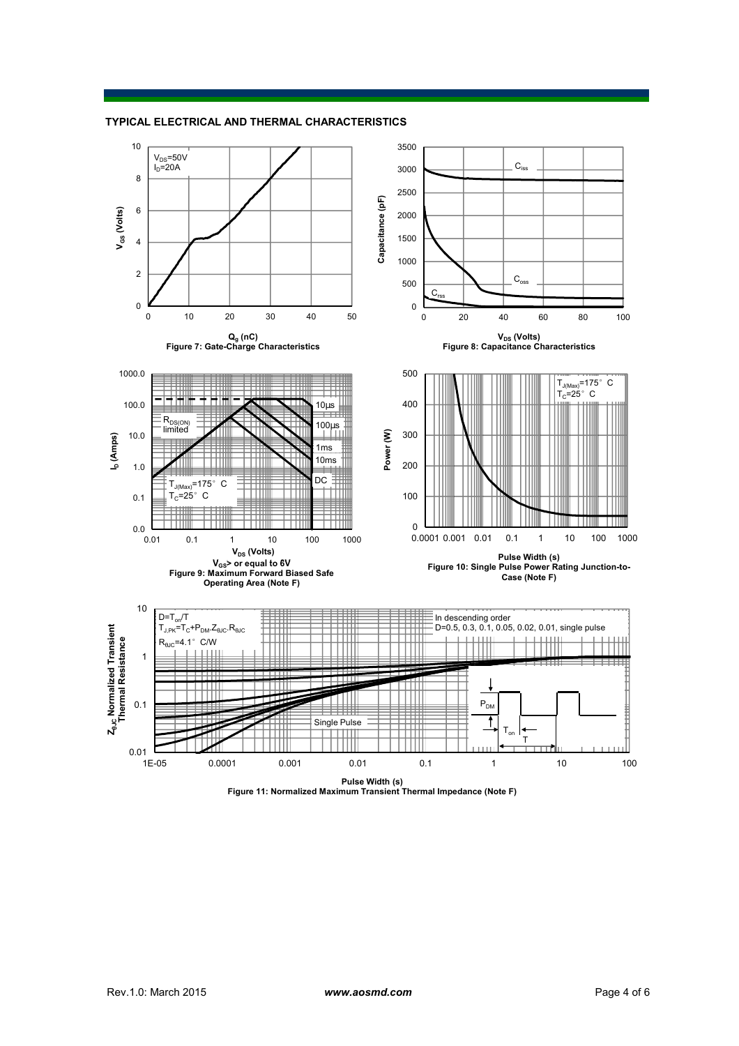## TYPICAL ELECTRICAL AND THERMAL CHARACTERISTICS

$V_{DS}$=50V
$I_D$=20A

$V_{GS}$ (Volts)

$Q_g$ (nC)

**Figure 7: Gate-Charge Characteristics**

$C_{iss}$

$C_{oss}$

$C_{rss}$

Capacitance (pF)

$V_{DS}$ (Volts)

**Figure 8: Capacitance Characteristics**

$R_{DS(ON)}$ limited

10µs

100µs

1ms

10ms

DC

$T_{J(Max)}$=175° C
$T_C$=25° C

$I_D$ (Amps)

$V_{DS}$ (Volts)

$V_{GS}$> or equal to 6V

**Figure 9: Maximum Forward Biased Safe Operating Area (Note F)**

$T_{J(Max)}$=175° C
$T_C$=25° C

Power (W)

Pulse Width (s)

**Figure 10: Single Pulse Power Rating Junction-to-Case (Note F)**

D=$T_{on}$/T
$T_{J,PK}$=$T_C$+$P_{DM}$.$Z_{\theta JC}$.$R_{\theta JC}$
$R_{\theta JC}$=4.1° C/W

In descending order
D=0.5, 0.3, 0.1, 0.05, 0.02, 0.01, single pulse

Single Pulse

$P_{DM}$

$T_{on}$

T

$Z_{\theta JC}$ Normalized Transient Thermal Resistance

Pulse Width (s)

**Figure 11: Normalized Maximum Transient Thermal Impedance (Note F)**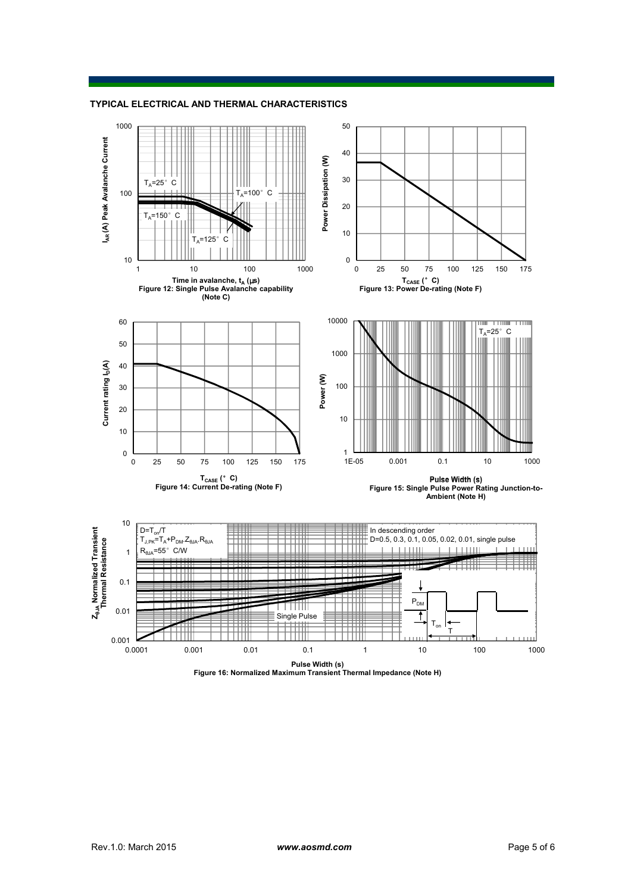## TYPICAL ELECTRICAL AND THERMAL CHARACTERISTICS

$T_A$=25° C

$T_A$=100° C

$T_A$=150° C

$T_A$=125° C

$I_{AR}$ (A) Peak Avalanche Current

Time in avalanche, $t_A$ (μs)

Figure 12: Single Pulse Avalanche capability (Note C)

Power Dissipation (W)

$T_{CASE}$ (° C)

Figure 13: Power De-rating (Note F)

Current rating $I_D$(A)

$T_{CASE}$ (° C)

Figure 14: Current De-rating (Note F)

$T_A$=25° C

Power (W)

Pulse Width (s)

Figure 15: Single Pulse Power Rating Junction-to-Ambient (Note H)

D=$T_{on}$/T

$T_{J,PK}$=$T_A$+$P_{DM}$.$Z_{\theta JA}$.$R_{\theta JA}$

$R_{\theta JA}$=55° C/W

In descending order

D=0.5, 0.3, 0.1, 0.05, 0.02, 0.01, single pulse

Single Pulse

$P_{DM}$

$T_{on}$

T

$Z_{\theta JA}$ Normalized Transient Thermal Resistance

Pulse Width (s)

Figure 16: Normalized Maximum Transient Thermal Impedance (Note H)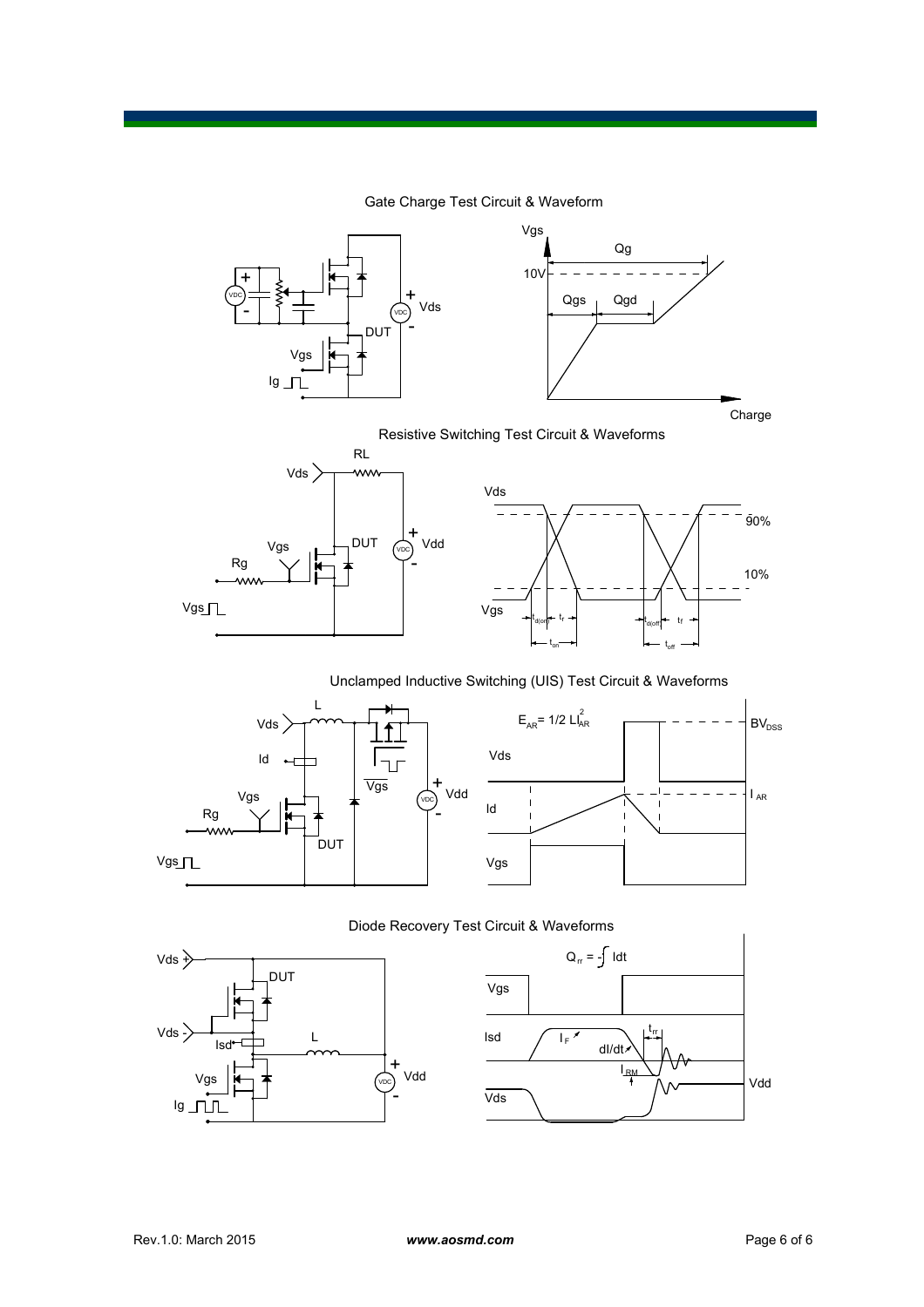Gate Charge Test Circuit & Waveform

+
VDC
-
DUT
Vgs
Ig
+
VDC
Vds
-

Vgs
Qg
10V
Qgs
Qgd
Charge

Resistive Switching Test Circuit & Waveforms

RL
Vds
Vgs
Rg
DUT
+
VDC
Vdd
-
Vgs

Vds
90%
10%
Vgs
$t_{d(on)}$
$t_r$
$t_{on}$
$t_{d(off)}$
$t_f$
$t_{off}$

Unclamped Inductive Switching (UIS) Test Circuit & Waveforms

L
Vds
Id
Vgs
Rg
DUT
Vgs
+
VDC
Vdd
-
Vgs

$E_{AR} = 1/2 \ LI_{AR}^2$
$BV_{DSS}$
Vds
Id
$I_{AR}$
Vgs

Diode Recovery Test Circuit & Waveforms

Vds +
DUT
Vds -
Isd
L
Vgs
Ig
+
VDC
Vdd
-

$Q_{rr} = -\int Idt$
Vgs
Isd
$I_F$
$t_{rr}$
dI/dt
$I_{RM}$
Vds
Vdd